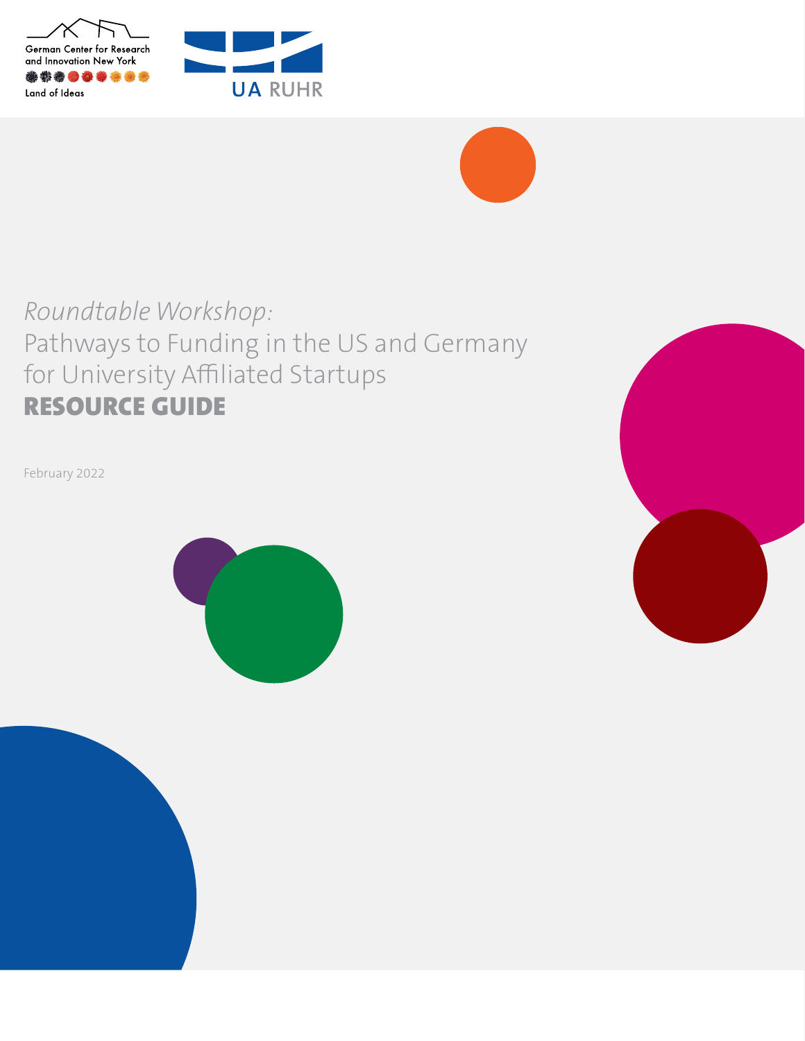German Center for Research and Innovation New York

Land of Ideas

UA RUHR

*Roundtable Workshop:*

# Pathways to Funding in the US and Germany for University Affiliated Startups

## RESOURCE GUIDE

February 2022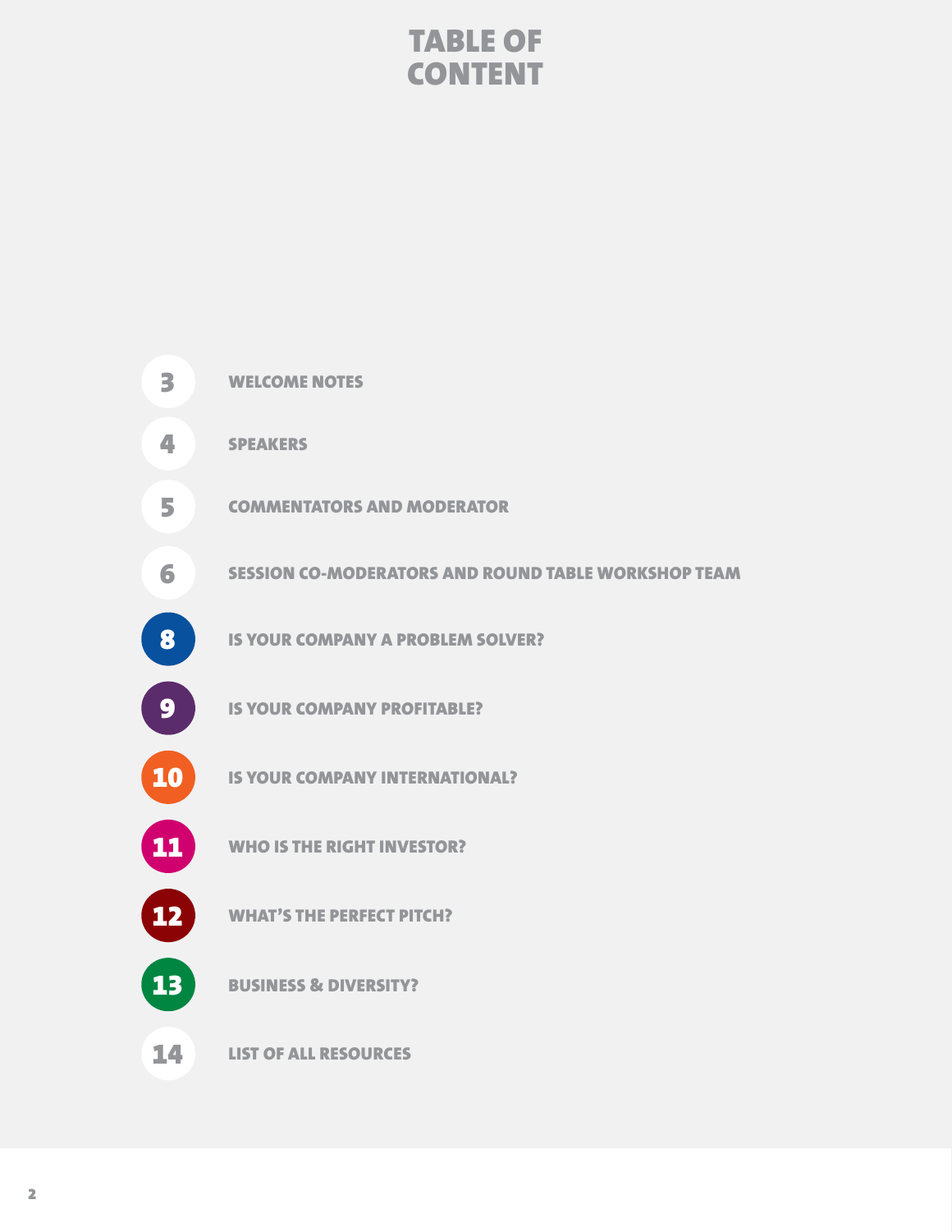# TABLE OF CONTENT

| Page | Section |
| --- | --- |
| 3 | WELCOME NOTES |
| 4 | SPEAKERS |
| 5 | COMMENTATORS AND MODERATOR |
| 6 | SESSION CO-MODERATORS AND ROUND TABLE WORKSHOP TEAM |
| 8 | IS YOUR COMPANY A PROBLEM SOLVER? |
| 9 | IS YOUR COMPANY PROFITABLE? |
| 10 | IS YOUR COMPANY INTERNATIONAL? |
| 11 | WHO IS THE RIGHT INVESTOR? |
| 12 | WHAT'S THE PERFECT PITCH? |
| 13 | BUSINESS & DIVERSITY? |
| 14 | LIST OF ALL RESOURCES |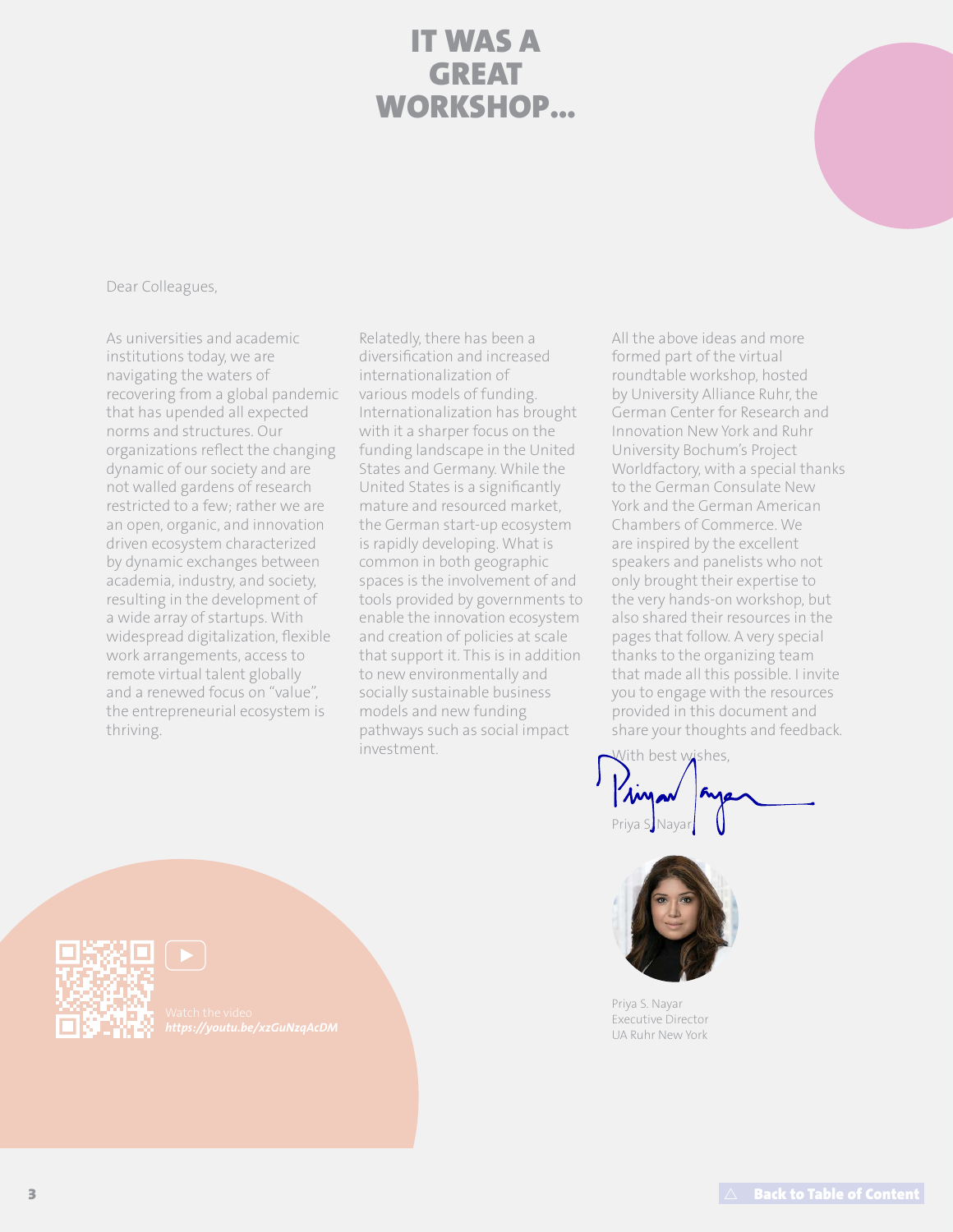# IT WAS A GREAT WORKSHOP...

Dear Colleagues,

As universities and academic institutions today, we are navigating the waters of recovering from a global pandemic that has upended all expected norms and structures. Our organizations reflect the changing dynamic of our society and are not walled gardens of research restricted to a few; rather we are an open, organic, and innovation driven ecosystem characterized by dynamic exchanges between academia, industry, and society, resulting in the development of a wide array of startups. With widespread digitalization, flexible work arrangements, access to remote virtual talent globally and a renewed focus on "value", the entrepreneurial ecosystem is thriving.

Relatedly, there has been a diversification and increased internationalization of various models of funding. Internationalization has brought with it a sharper focus on the funding landscape in the United States and Germany. While the United States is a significantly mature and resourced market, the German start-up ecosystem is rapidly developing. What is common in both geographic spaces is the involvement of and tools provided by governments to enable the innovation ecosystem and creation of policies at scale that support it. This is in addition to new environmentally and socially sustainable business models and new funding pathways such as social impact investment.

All the above ideas and more formed part of the virtual roundtable workshop, hosted by University Alliance Ruhr, the German Center for Research and Innovation New York and Ruhr University Bochum's Project Worldfactory, with a special thanks to the German Consulate New York and the German American Chambers of Commerce. We are inspired by the excellent speakers and panelists who not only brought their expertise to the very hands-on workshop, but also shared their resources in the pages that follow. A very special thanks to the organizing team that made all this possible. I invite you to engage with the resources provided in this document and share your thoughts and feedback.

With best wishes,

Priya S. Nayar

Priya S. Nayar
Executive Director
UA Ruhr New York

Watch the video
*https://youtu.be/xzGuNzqAcDM*

Back to Table of Content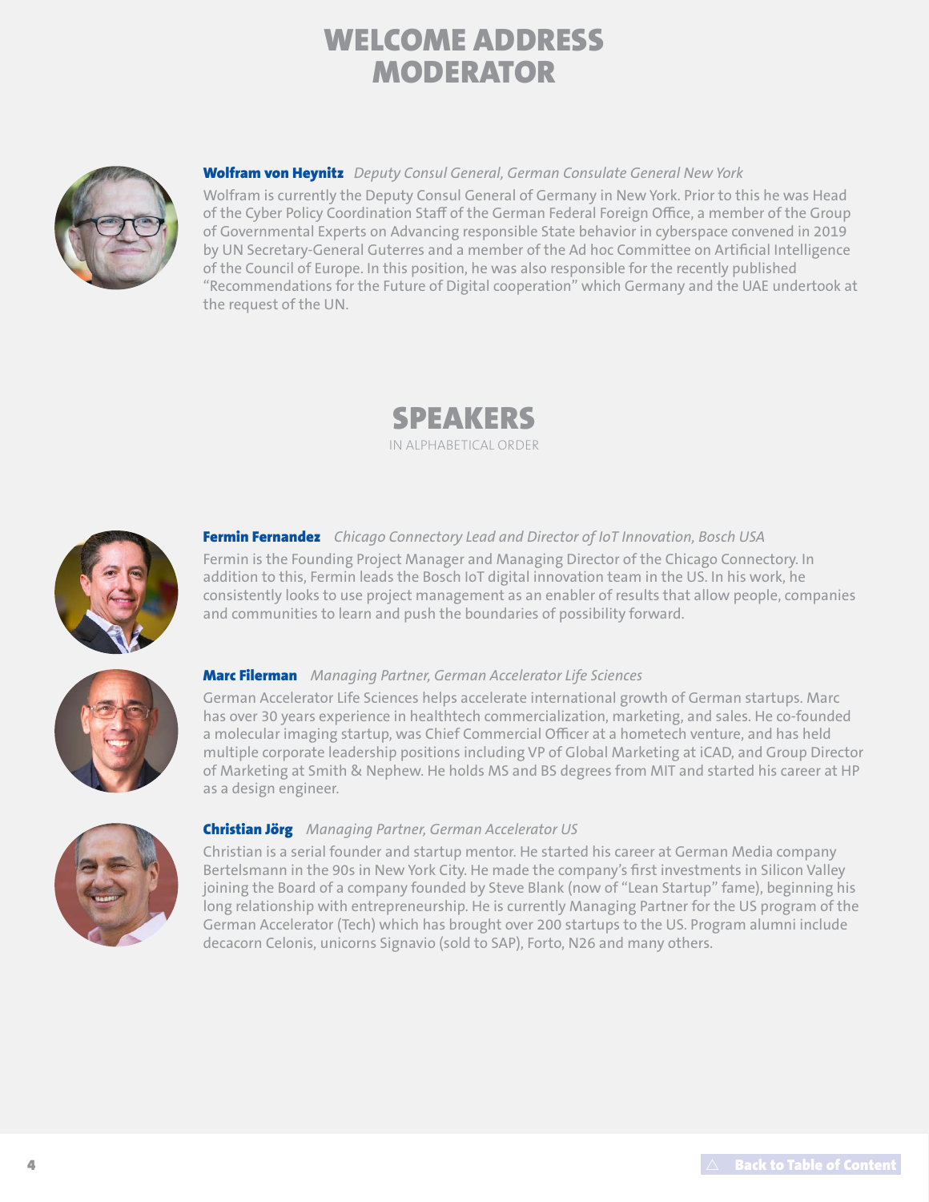# WELCOME ADDRESS MODERATOR

**Wolfram von Heynitz** *Deputy Consul General, German Consulate General New York*

Wolfram is currently the Deputy Consul General of Germany in New York. Prior to this he was Head of the Cyber Policy Coordination Staff of the German Federal Foreign Office, a member of the Group of Governmental Experts on Advancing responsible State behavior in cyberspace convened in 2019 by UN Secretary-General Guterres and a member of the Ad hoc Committee on Artificial Intelligence of the Council of Europe. In this position, he was also responsible for the recently published "Recommendations for the Future of Digital cooperation" which Germany and the UAE undertook at the request of the UN.

# SPEAKERS

IN ALPHABETICAL ORDER

**Fermin Fernandez** *Chicago Connectory Lead and Director of IoT Innovation, Bosch USA*

Fermin is the Founding Project Manager and Managing Director of the Chicago Connectory. In addition to this, Fermin leads the Bosch IoT digital innovation team in the US. In his work, he consistently looks to use project management as an enabler of results that allow people, companies and communities to learn and push the boundaries of possibility forward.

**Marc Filerman** *Managing Partner, German Accelerator Life Sciences*

German Accelerator Life Sciences helps accelerate international growth of German startups. Marc has over 30 years experience in healthtech commercialization, marketing, and sales. He co-founded a molecular imaging startup, was Chief Commercial Officer at a hometech venture, and has held multiple corporate leadership positions including VP of Global Marketing at iCAD, and Group Director of Marketing at Smith & Nephew. He holds MS and BS degrees from MIT and started his career at HP as a design engineer.

**Christian Jörg** *Managing Partner, German Accelerator US*

Christian is a serial founder and startup mentor. He started his career at German Media company Bertelsmann in the 90s in New York City. He made the company's first investments in Silicon Valley joining the Board of a company founded by Steve Blank (now of "Lean Startup" fame), beginning his long relationship with entrepreneurship. He is currently Managing Partner for the US program of the German Accelerator (Tech) which has brought over 200 startups to the US. Program alumni include decacorn Celonis, unicorns Signavio (sold to SAP), Forto, N26 and many others.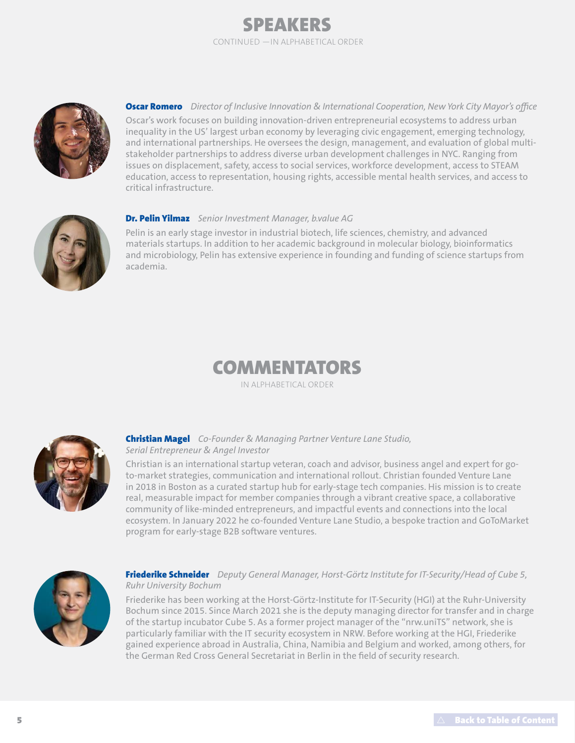# SPEAKERS

CONTINUED — IN ALPHABETICAL ORDER

**Oscar Romero** *Director of Inclusive Innovation & International Cooperation, New York City Mayor's office*

Oscar's work focuses on building innovation-driven entrepreneurial ecosystems to address urban inequality in the US' largest urban economy by leveraging civic engagement, emerging technology, and international partnerships. He oversees the design, management, and evaluation of global multi-stakeholder partnerships to address diverse urban development challenges in NYC. Ranging from issues on displacement, safety, access to social services, workforce development, access to STEAM education, access to representation, housing rights, accessible mental health services, and access to critical infrastructure.

**Dr. Pelin Yilmaz** *Senior Investment Manager, b.value AG*

Pelin is an early stage investor in industrial biotech, life sciences, chemistry, and advanced materials startups. In addition to her academic background in molecular biology, bioinformatics and microbiology, Pelin has extensive experience in founding and funding of science startups from academia.

# COMMENTATORS

IN ALPHABETICAL ORDER

**Christian Magel** *Co-Founder & Managing Partner Venture Lane Studio, Serial Entrepreneur & Angel Investor*

Christian is an international startup veteran, coach and advisor, business angel and expert for go-to-market strategies, communication and international rollout. Christian founded Venture Lane in 2018 in Boston as a curated startup hub for early-stage tech companies. His mission is to create real, measurable impact for member companies through a vibrant creative space, a collaborative community of like-minded entrepreneurs, and impactful events and connections into the local ecosystem. In January 2022 he co-founded Venture Lane Studio, a bespoke traction and GoToMarket program for early-stage B2B software ventures.

**Friederike Schneider** *Deputy General Manager, Horst-Görtz Institute for IT-Security/Head of Cube 5, Ruhr University Bochum*

Friederike has been working at the Horst-Görtz-Institute for IT-Security (HGI) at the Ruhr-University Bochum since 2015. Since March 2021 she is the deputy managing director for transfer and in charge of the startup incubator Cube 5. As a former project manager of the "nrw.uniTS" network, she is particularly familiar with the IT security ecosystem in NRW. Before working at the HGI, Friederike gained experience abroad in Australia, China, Namibia and Belgium and worked, among others, for the German Red Cross General Secretariat in Berlin in the field of security research.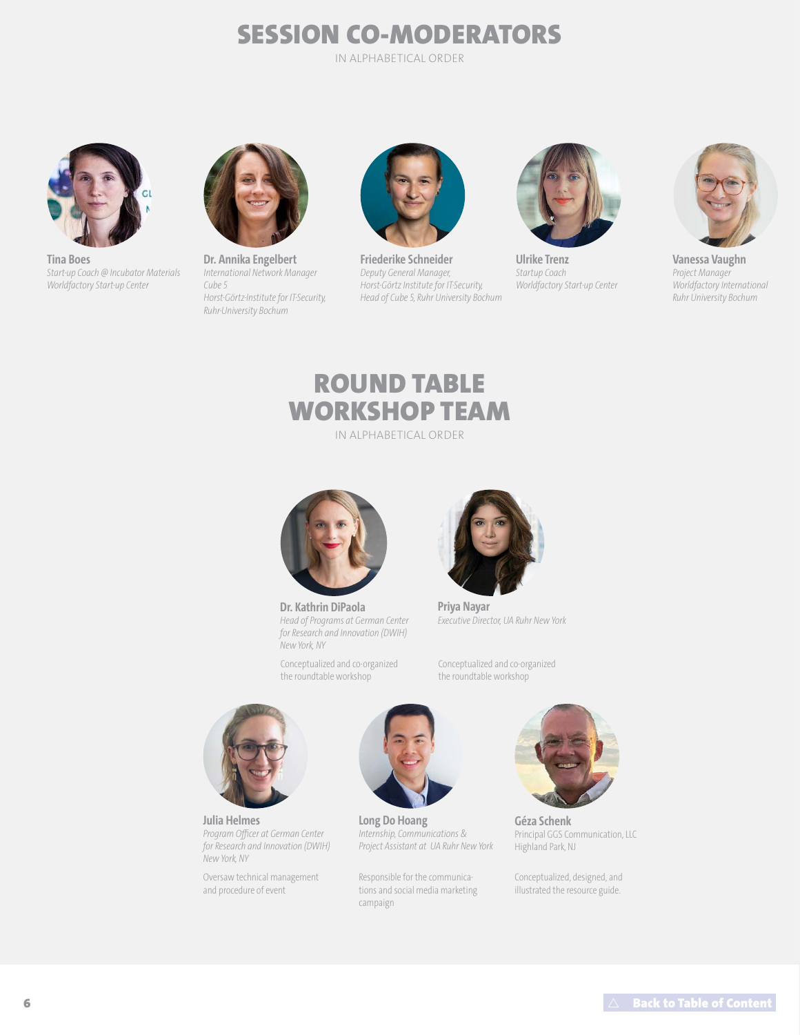# SESSION CO-MODERATORS

IN ALPHABETICAL ORDER

**Tina Boes**
*Start-up Coach @ Incubator Materials*
*Worldfactory Start-up Center*

**Dr. Annika Engelbert**
*International Network Manager*
*Cube 5*
*Horst-Görtz-Institute for IT-Security,*
*Ruhr-University Bochum*

**Friederike Schneider**
*Deputy General Manager,*
*Horst-Görtz Institute for IT-Security,*
*Head of Cube 5, Ruhr University Bochum*

**Ulrike Trenz**
*Startup Coach*
*Worldfactory Start-up Center*

**Vanessa Vaughn**
*Project Manager*
*Worldfactory International*
*Ruhr University Bochum*

# ROUND TABLE WORKSHOP TEAM

IN ALPHABETICAL ORDER

**Dr. Kathrin DiPaola**
*Head of Programs at German Center for Research and Innovation (DWIH)*
*New York, NY*

Conceptualized and co-organized the roundtable workshop

**Priya Nayar**
*Executive Director, UA Ruhr New York*

Conceptualized and co-organized the roundtable workshop

**Julia Helmes**
*Program Officer at German Center for Research and Innovation (DWIH)*
*New York, NY*

Oversaw technical management and procedure of event

**Long Do Hoang**
*Internship, Communications & Project Assistant at UA Ruhr New York*

Responsible for the communications and social media marketing campaign

**Géza Schenk**
Principal GGS Communication, LLC
Highland Park, NJ

Conceptualized, designed, and illustrated the resource guide.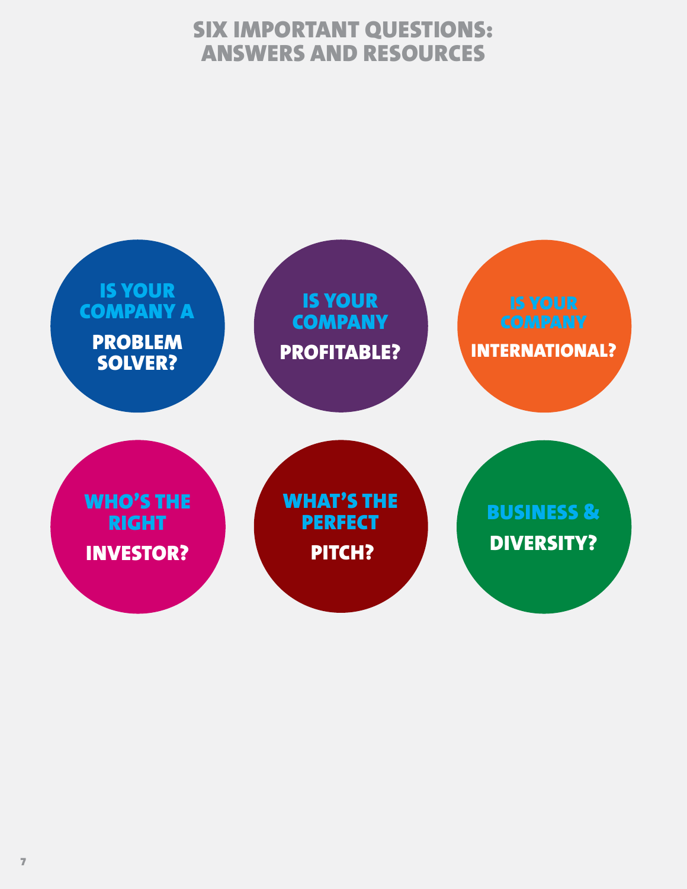# SIX IMPORTANT QUESTIONS: ANSWERS AND RESOURCES

- IS YOUR COMPANY A **PROBLEM SOLVER?**
- IS YOUR COMPANY **PROFITABLE?**
- IS YOUR COMPANY **INTERNATIONAL?**
- WHO'S THE RIGHT **INVESTOR?**
- WHAT'S THE PERFECT **PITCH?**
- BUSINESS & **DIVERSITY?**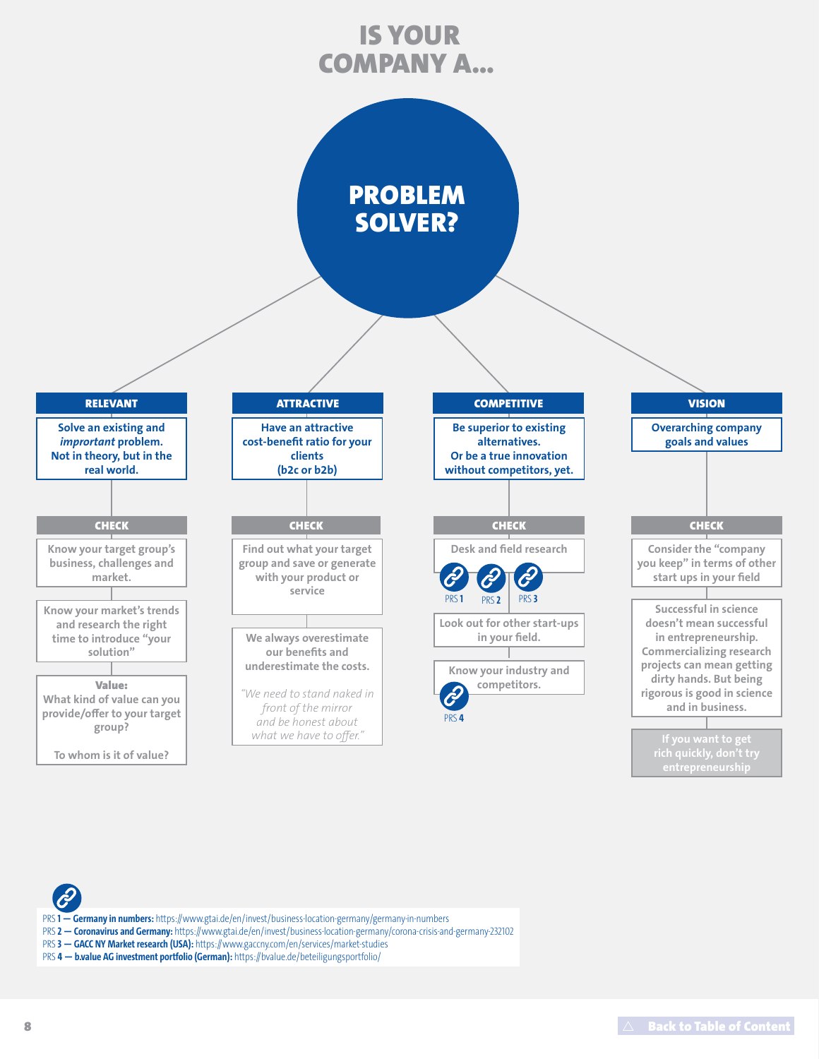# IS YOUR COMPANY A...

## PROBLEM SOLVER?

### RELEVANT

**Solve an existing and *important* problem. Not in theory, but in the real world.**

**CHECK**

- Know your target group's business, challenges and market.
- Know your market's trends and research the right time to introduce "your solution"
- **Value:** What kind of value can you provide/offer to your target group?

  To whom is it of value?

### ATTRACTIVE

**Have an attractive cost-benefit ratio for your clients (b2c or b2b)**

**CHECK**

- Find out what your target group and save or generate with your product or service
- We always overestimate our benefits and underestimate the costs.

  *"We need to stand naked in front of the mirror and be honest about what we have to offer."*

### COMPETITIVE

**Be superior to existing alternatives. Or be a true innovation without competitors, yet.**

**CHECK**

- Desk and field research (PRS 1, PRS 2, PRS 3)
- Look out for other start-ups in your field.
- Know your industry and competitors. (PRS 4)

### VISION

**Overarching company goals and values**

**CHECK**

- Consider the "company you keep" in terms of other start ups in your field
- Successful in science doesn't mean successful in entrepreneurship. Commercializing research projects can mean getting dirty hands. But being rigorous is good in science and in business.
- If you want to get rich quickly, don't try entrepreneurship

---

PRS **1 — Germany in numbers:** https://www.gtai.de/en/invest/business-location-germany/germany-in-numbers
PRS **2 — Coronavirus and Germany:** https://www.gtai.de/en/invest/business-location-germany/corona-crisis-and-germany-232102
PRS **3 — GACC NY Market research (USA):** https://www.gaccny.com/en/services/market-studies
PRS **4 — b.value AG investment portfolio (German):** https://bvalue.de/beteiligungsportfolio/

Back to Table of Content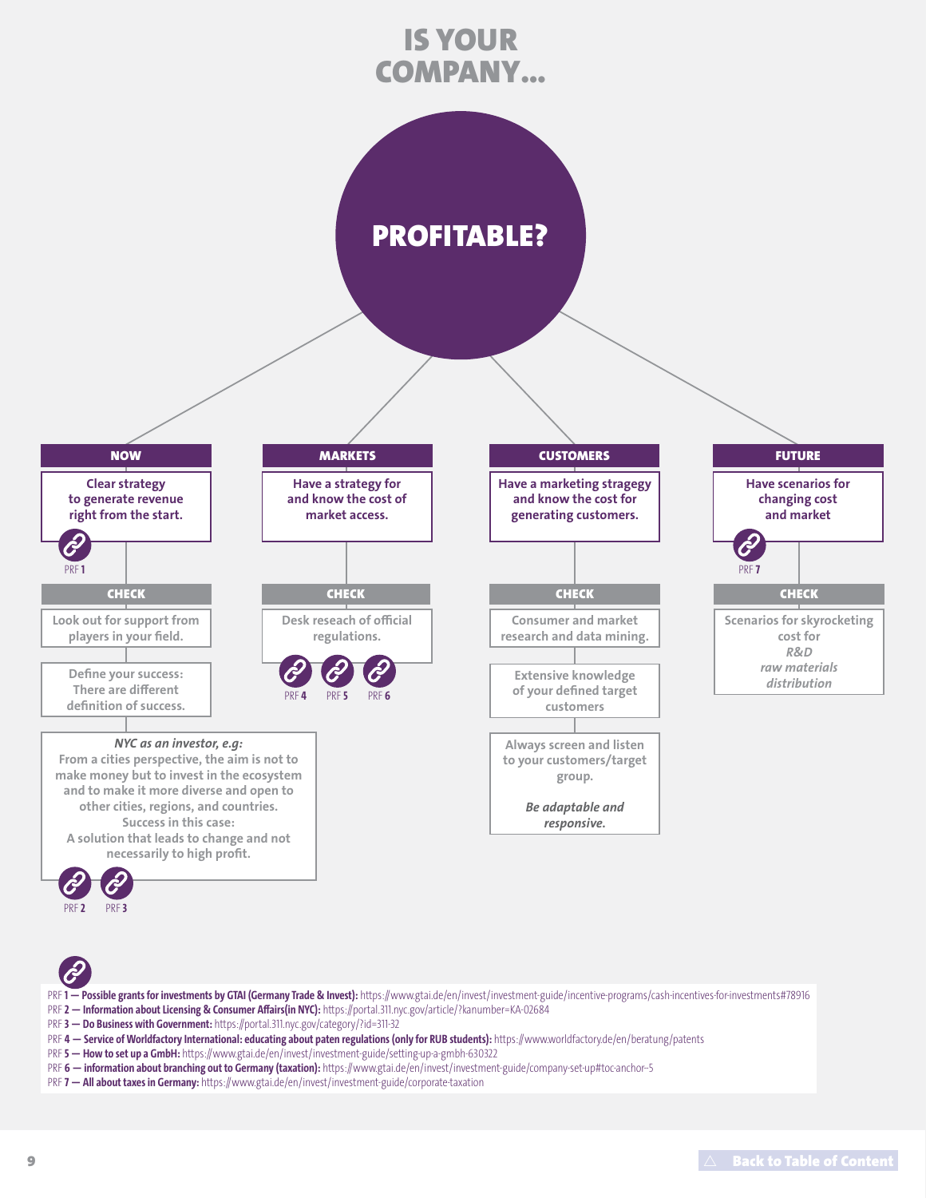# IS YOUR COMPANY...

## PROFITABLE?

### NOW

**Clear strategy to generate revenue right from the start.**

PRF 1

**CHECK**

Look out for support from players in your field.

Define your success: There are different definition of success.

*NYC as an investor, e.g:*
From a cities perspective, the aim is not to make money but to invest in the ecosystem and to make it more diverse and open to other cities, regions, and countries.
Success in this case:
A solution that leads to change and not necessarily to high profit.

PRF 2 PRF 3

### MARKETS

**Have a strategy for and know the cost of market access.**

**CHECK**

Desk reseach of official regulations.

PRF 4 PRF 5 PRF 6

### CUSTOMERS

**Have a marketing stragegy and know the cost for generating customers.**

**CHECK**

Consumer and market research and data mining.

Extensive knowledge of your defined target customers

Always screen and listen to your customers/target group.

*Be adaptable and responsive.*

### FUTURE

**Have scenarios for changing cost and market**

PRF 7

**CHECK**

Scenarios for skyrocketing cost for
*R&D*
*raw materials*
*distribution*

---

PRF **1 — Possible grants for investments by GTAI (Germany Trade & Invest):** https://www.gtai.de/en/invest/investment-guide/incentive-programs/cash-incentives-for-investments#78916
PRF **2 — Information about Licensing & Consumer Affairs(in NYC):** https://portal.311.nyc.gov/article/?kanumber=KA-02684
PRF **3 — Do Business with Government:** https://portal.311.nyc.gov/category/?id=311-32
PRF **4 — Service of Worldfactory International: educating about paten regulations (only for RUB students):** https://www.worldfactory.de/en/beratung/patents
PRF **5 — How to set up a GmbH:** https://www.gtai.de/en/invest/investment-guide/setting-up-a-gmbh-630322
PRF **6 — information about branching out to Germany (taxation):** https://www.gtai.de/en/invest/investment-guide/company-set-up#toc-anchor--5
PRF **7 — All about taxes in Germany:** https://www.gtai.de/en/invest/investment-guide/corporate-taxation

Back to Table of Content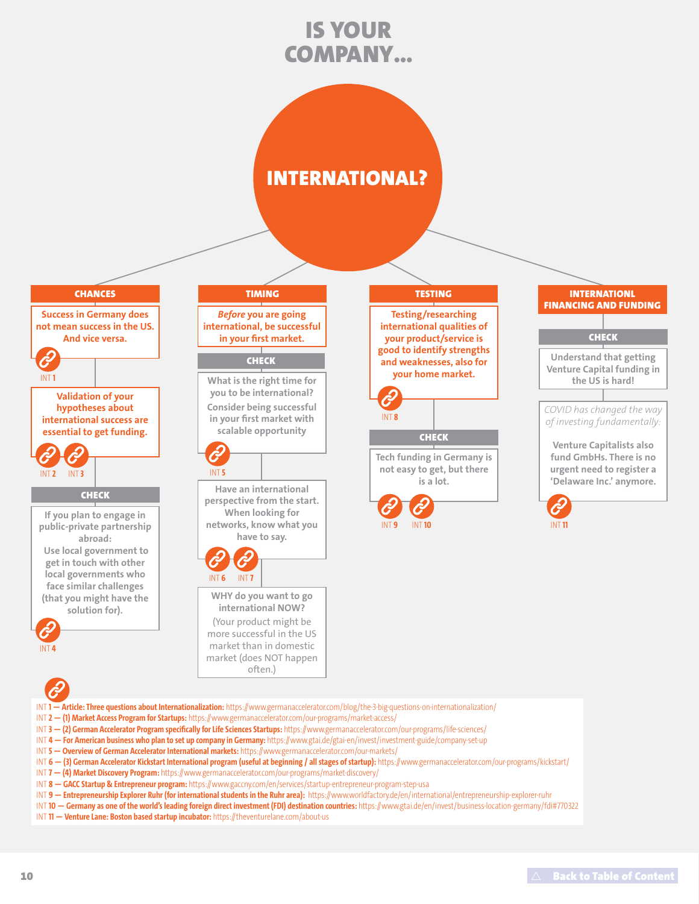# IS YOUR COMPANY...

## INTERNATIONAL?

### CHANCES

Success in Germany does not mean success in the US. And vice versa.

INT 1

Validation of your hypotheses about international success are essential to get funding.

INT 2 INT 3

**CHECK**

If you plan to engage in public-private partnership abroad:
Use local government to get in touch with other local governments who face similar challenges (that you might have the solution for).

INT 4

### TIMING

*Before* you are going international, be successful in your first market.

**CHECK**

What is the right time for you to be international? Consider being successful in your first market with scalable opportunity

INT 5

Have an international perspective from the start. When looking for networks, know what you have to say.

INT 6 INT 7

WHY do you want to go international NOW?
(Your product might be more successful in the US market than in domestic market (does NOT happen often.)

### TESTING

Testing/researching international qualities of your product/service is good to identify strengths and weaknesses, also for your home market.

INT 8

**CHECK**

Tech funding in Germany is not easy to get, but there is a lot.

INT 9 INT 10

### INTERNATIONL FINANCING AND FUNDING

**CHECK**

Understand that getting Venture Capital funding in the US is hard!

*COVID has changed the way of investing fundamentally:*

Venture Capitalists also fund GmbHs. There is no urgent need to register a 'Delaware Inc.' anymore.

INT 11

---

- INT 1 — **Article: Three questions about Internationalization:** https://www.germanaccelerator.com/blog/the-3-big-questions-on-internationalization/
- INT 2 — **(1) Market Access Program for Startups:** https://www.germanaccelerator.com/our-programs/market-access/
- INT 3 — **(2) German Accelerator Program specifically for Life Sciences Startups:** https://www.germanaccelerator.com/our-programs/life-sciences/
- INT 4 — **For American business who plan to set up company in Germany:** https://www.gtai.de/gtai-en/invest/investment-guide/company-set-up
- INT 5 — **Overview of German Accelerator International markets:** https://www.germanaccelerator.com/our-markets/
- INT 6 — **(3) German Accelerator Kickstart International program (useful at beginning / all stages of startup):** https://www.germanaccelerator.com/our-programs/kickstart/
- INT 7 — **(4) Market Discovery Program:** https://www.germanaccelerator.com/our-programs/market-discovery/
- INT 8 — **GACC Startup & Entrepreneur program:** https://www.gaccny.com/en/services/startup-entrepreneur-program-step-usa
- INT 9 — **Entrepreneurship Explorer Ruhr (for international students in the Ruhr area):** https://www.worldfactory.de/en/international/entrepreneurship-explorer-ruhr
- INT 10 — **Germany as one of the world's leading foreign direct investment (FDI) destination countries:** https://www.gtai.de/en/invest/business-location-germany/fdi#770322
- INT 11 — **Venture Lane: Boston based startup incubator:** https://theventurelane.com/about-us

Back to Table of Content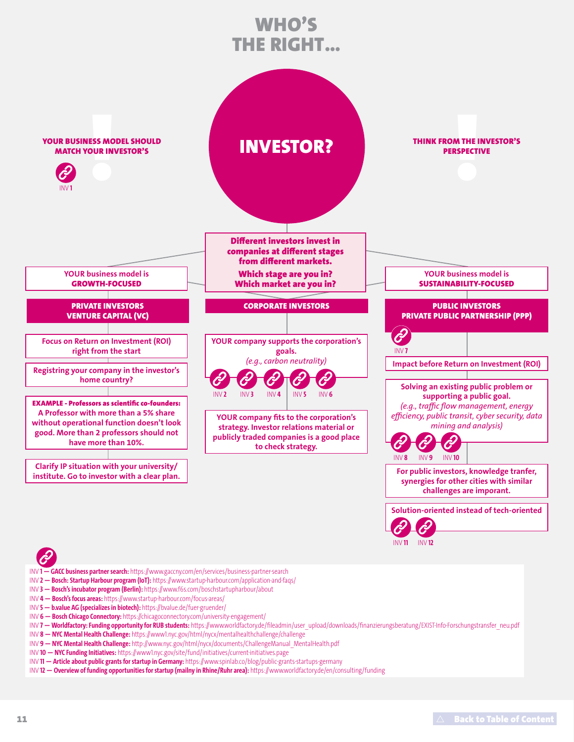# WHO'S THE RIGHT...

# INVESTOR?

**YOUR BUSINESS MODEL SHOULD MATCH YOUR INVESTOR'S**

INV 1

**THINK FROM THE INVESTOR'S PERSPECTIVE**

**Different investors invest in companies at different stages from different markets.**

**Which stage are you in? Which market are you in?**

## YOUR business model is GROWTH-FOCUSED

### PRIVATE INVESTORS VENTURE CAPITAL (VC)

- Focus on Return on Investment (ROI) right from the start
- Registring your company in the investor's home country?
- **EXAMPLE - Professors as scientific co-founders:** A Professor with more than a 5% share without operational function doesn't look good. More than 2 professors should not have more than 10%.
- Clarify IP situation with your university/ institute. Go to investor with a clear plan.

## CORPORATE INVESTORS

- YOUR company supports the corporation's goals. *(e.g., carbon neutrality)*

  INV 2 INV 3 INV 4 INV 5 INV 6

- YOUR company fits to the corporation's strategy. Investor relations material or publicly traded companies is a good place to check strategy.

## YOUR business model is SUSTAINABILITY-FOCUSED

### PUBLIC INVESTORS PRIVATE PUBLIC PARTNERSHIP (PPP)

INV 7

- Impact before Return on Investment (ROI)
- Solving an existing public problem or supporting a public goal. *(e.g., traffic flow management, energy efficiency, public transit, cyber security, data mining and analysis)*

  INV 8 INV 9 INV 10

- For public investors, knowledge tranfer, synergies for other cities with similar challenges are imporant.
- Solution-oriented instead of tech-oriented

  INV 11 INV 12

---

INV 1 — **GACC business partner search:** https://www.gaccny.com/en/services/business-partner-search
INV 2 — **Bosch: Startup Harbour program (IoT):** https://www.startup-harbour.com/application-and-faqs/
INV 3 — **Bosch's incubator program (Berlin):** https://www.f6s.com/boschstartupharbour/about
INV 4 — **Bosch's focus areas:** https://www.startup-harbour.com/focus-areas/
INV 5 — **b.value AG (specializes in biotech):** https://bvalue.de/fuer-gruender/
INV 6 — **Bosch Chicago Connectory:** https://chicagoconnectory.com/university-engagement/
INV 7 — **Worldfactory: Funding opportunity for RUB students:** https://www.worldfactory.de/fileadmin/user_upload/downloads/finanzierungsberatung/EXIST-Info-Forschungstransfer_neu.pdf
INV 8 — **NYC Mental Health Challenge:** https://www1.nyc.gov/html/nycx/mentalhealthchallenge/challenge
INV 9 — **NYC Mental Health Challenge:** http://www.nyc.gov/html/nycx/documents/ChallengeManual_MentalHealth.pdf
INV 10 — **NYC Funding Initiatives:** https://www1.nyc.gov/site/fund/initiatives/current-initiatives.page
INV 11 — **Article about public grants for startup in Germany:** https://www.spinlab.co/blog/public-grants-startups-germany
INV 12 — **Overview of funding opportunities for startup (mailny in Rhine/Ruhr area):** https://www.worldfactory.de/en/consulting/funding

Back to Table of Content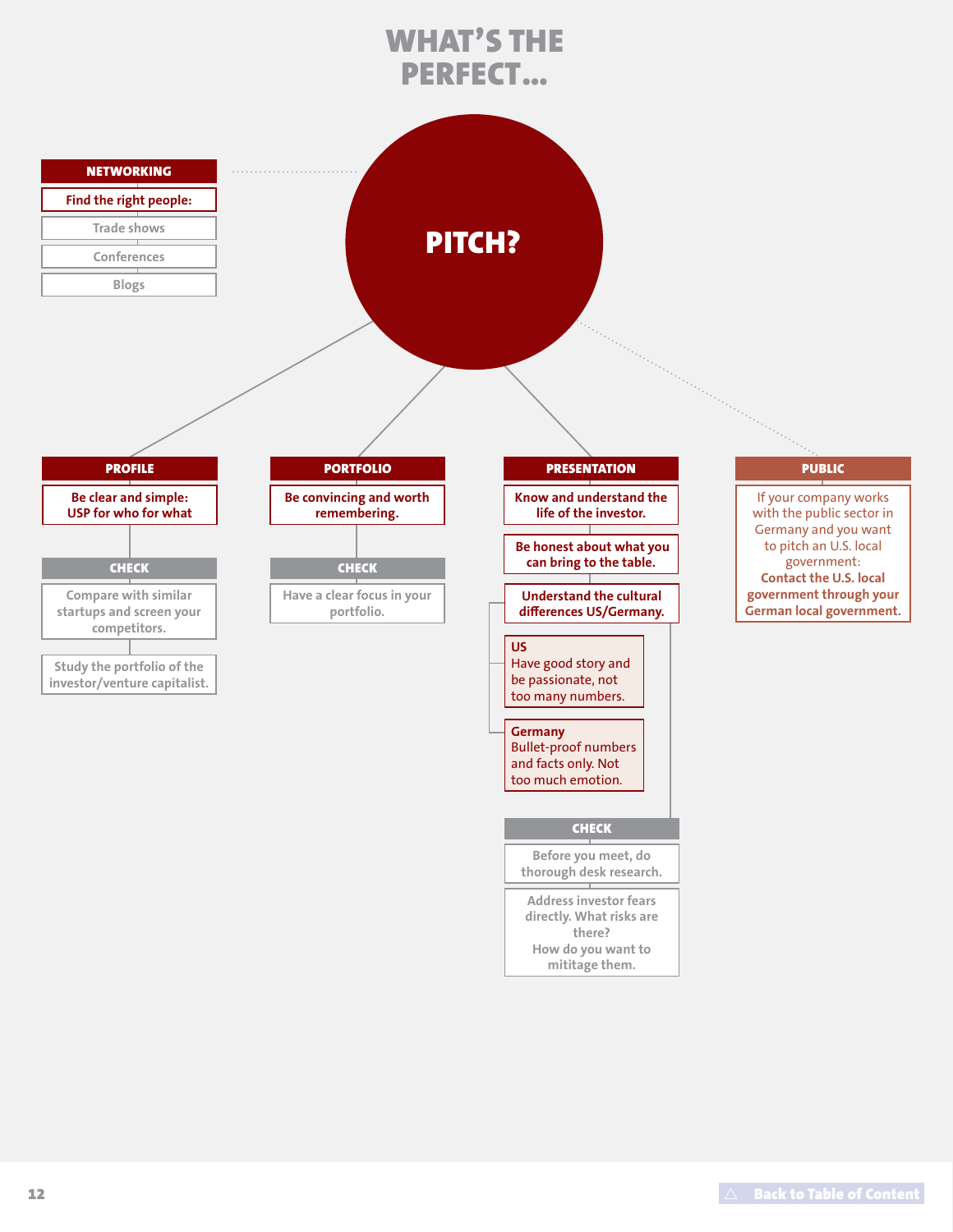# WHAT'S THE PERFECT...

## PITCH?

### NETWORKING

**Find the right people:**

- Trade shows
- Conferences
- Blogs

### PROFILE

**Be clear and simple: USP for who for what**

**CHECK**

- Compare with similar startups and screen your competitors.
- Study the portfolio of the investor/venture capitalist.

### PORTFOLIO

**Be convincing and worth remembering.**

**CHECK**

- Have a clear focus in your portfolio.

### PRESENTATION

**Know and understand the life of the investor.**

**Be honest about what you can bring to the table.**

**Understand the cultural differences US/Germany.**

- **US**
  Have good story and be passionate, not too many numbers.
- **Germany**
  Bullet-proof numbers and facts only. Not too much emotion.

**CHECK**

- Before you meet, do thorough desk research.
- Address investor fears directly. What risks are there?
  How do you want to mititage them.

### PUBLIC

If your company works with the public sector in Germany and you want to pitch an U.S. local government:
**Contact the U.S. local government through your German local government.**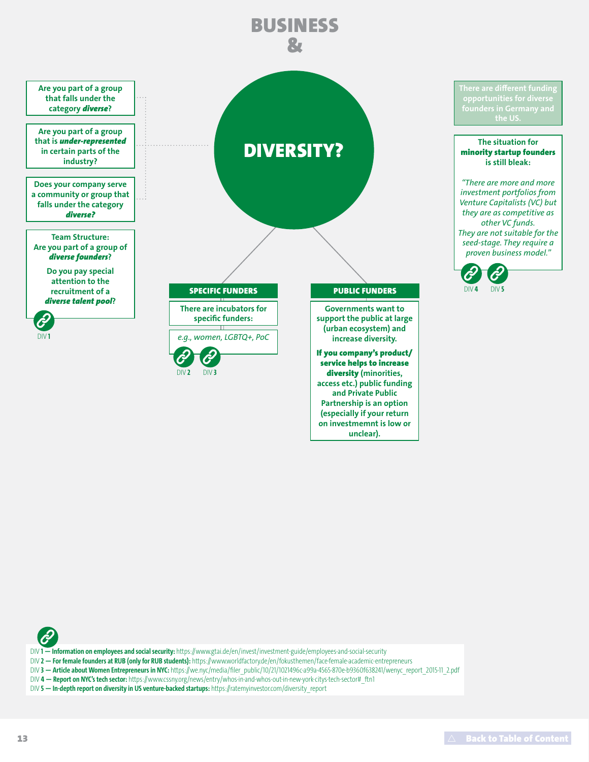# BUSINESS & DIVERSITY?

Are you part of a group that falls under the category ***diverse***?

Are you part of a group that is ***under-represented*** in certain parts of the industry?

Does your company serve a community or group that falls under the category ***diverse?***

Team Structure: Are you part of a group of ***diverse founders***?

Do you pay special attention to the recruitment of a ***diverse talent pool***?

DIV **1**

## SPECIFIC FUNDERS

There are incubators for specific funders:

*e.g., women, LGBTQ+, PoC*

DIV **2** DIV **3**

## PUBLIC FUNDERS

Governments want to support the public at large (urban ecosystem) and increase diversity.

**If you company's product/service helps to increase diversity** (minorities, access etc.) public funding and Private Public Partnership is an option (especially if your return on investmemnt is low or unclear).

There are different funding opportunities for diverse founders in Germany and the US.

The situation for **minority startup founders** is still bleak:

*"There are more and more investment portfolios from Venture Capitalists (VC) but they are as competitive as other VC funds. They are not suitable for the seed-stage. They require a proven business model."*

DIV **4** DIV **5**

---

DIV **1 — Information on employees and social security:** https://www.gtai.de/en/invest/investment-guide/employees-and-social-security
DIV **2 — For female founders at RUB (only for RUB students):** https://www.worldfactory.de/en/fokusthemen/face-female-academic-entrepreneurs
DIV **3 — Article about Women Entrepreneurs in NYC:** https://we.nyc/media/filer_public/10/21/1021496c-a99a-4565-870e-b9360f638241/wenyc_report_2015-11_2.pdf
DIV **4 — Report on NYC's tech sector:** https://www.cssny.org/news/entry/whos-in-and-whos-out-in-new-york-citys-tech-sector#_ftn1
DIV **5 — In-depth report on diversity in US venture-backed startups:** https://ratemyinvestor.com/diversity_report

Back to Table of Content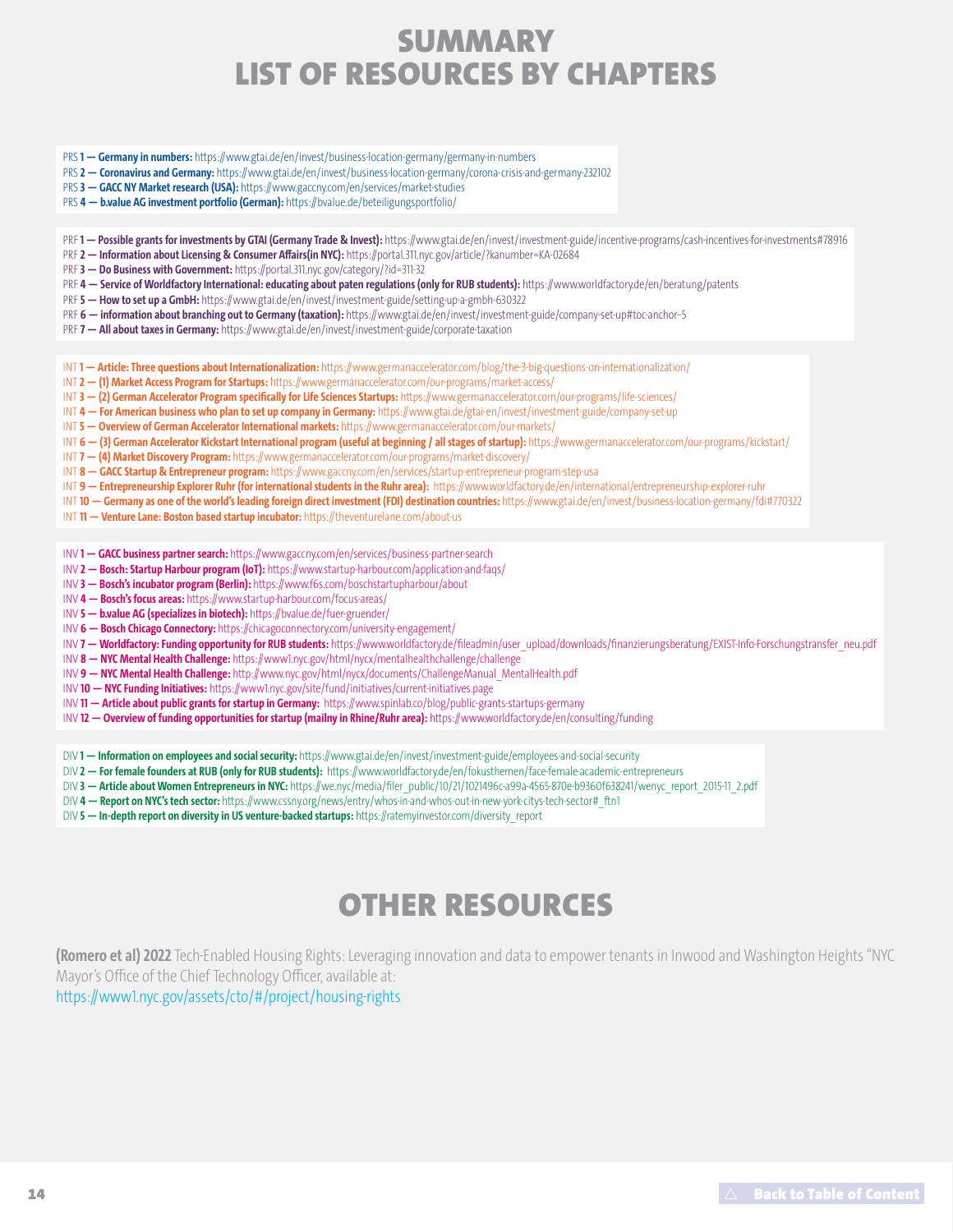# SUMMARY
# LIST OF RESOURCES BY CHAPTERS

PRS **1 — Germany in numbers:** https://www.gtai.de/en/invest/business-location-germany/germany-in-numbers
PRS **2 — Coronavirus and Germany:** https://www.gtai.de/en/invest/business-location-germany/corona-crisis-and-germany-232102
PRS **3 — GACC NY Market research (USA):** https://www.gaccny.com/en/services/market-studies
PRS **4 — b.value AG investment portfolio (German):** https://bvalue.de/beteiligungsportfolio/

PRF **1 — Possible grants for investments by GTAI (Germany Trade & Invest):** https://www.gtai.de/en/invest/investment-guide/incentive-programs/cash-incentives-for-investments#78916
PRF **2 — Information about Licensing & Consumer Affairs(in NYC):** https://portal.311.nyc.gov/article/?kanumber=KA-02684
PRF **3 — Do Business with Government:** https://portal.311.nyc.gov/category/?id=311-32
PRF **4 — Service of Worldfactory International: educating about paten regulations (only for RUB students):** https://www.worldfactory.de/en/beratung/patents
PRF **5 — How to set up a GmbH:** https://www.gtai.de/en/invest/investment-guide/setting-up-a-gmbh-630322
PRF **6 — information about branching out to Germany (taxation):** https://www.gtai.de/en/invest/investment-guide/company-set-up#toc-anchor--5
PRF **7 — All about taxes in Germany:** https://www.gtai.de/en/invest/investment-guide/corporate-taxation

INT **1 — Article: Three questions about Internationalization:** https://www.germanaccelerator.com/blog/the-3-big-questions-on-internationalization/
INT **2 — (1) Market Access Program for Startups:** https://www.germanaccelerator.com/our-programs/market-access/
INT **3 — (2) German Accelerator Program specifically for Life Sciences Startups:** https://www.germanaccelerator.com/our-programs/life-sciences/
INT **4 — For American business who plan to set up company in Germany:** https://www.gtai.de/gtai-en/invest/investment-guide/company-set-up
INT **5 — Overview of German Accelerator International markets:** https://www.germanaccelerator.com/our-markets/
INT **6 — (3) German Accelerator Kickstart International program (useful at beginning / all stages of startup):** https://www.germanaccelerator.com/our-programs/kickstart/
INT **7 — (4) Market Discovery Program:** https://www.germanaccelerator.com/our-programs/market-discovery/
INT **8 — GACC Startup & Entrepreneur program:** https://www.gaccny.com/en/services/startup-entrepreneur-program-step-usa
INT **9 — Entrepreneurship Explorer Ruhr (for international students in the Ruhr area):** https://www.worldfactory.de/en/international/entrepreneurship-explorer-ruhr
INT **10 — Germany as one of the world's leading foreign direct investment (FDI) destination countries:** https://www.gtai.de/en/invest/business-location-germany/fdi#770322
INT **11 — Venture Lane: Boston based startup incubator:** https://theventurelane.com/about-us

INV **1 — GACC business partner search:** https://www.gaccny.com/en/services/business-partner-search
INV **2 — Bosch: Startup Harbour program (IoT):** https://www.startup-harbour.com/application-and-faqs/
INV **3 — Bosch's incubator program (Berlin):** https://www.f6s.com/boschstartupharbour/about
INV **4 — Bosch's focus areas:** https://www.startup-harbour.com/focus-areas/
INV **5 — b.value AG (specializes in biotech):** https://bvalue.de/fuer-gruender/
INV **6 — Bosch Chicago Connectory:** https://chicagoconnectory.com/university-engagement/
INV **7 — Worldfactory: Funding opportunity for RUB students:** https://www.worldfactory.de/fileadmin/user_upload/downloads/finanzierungsberatung/EXIST-Info-Forschungstransfer_neu.pdf
INV **8 — NYC Mental Health Challenge:** https://www1.nyc.gov/html/nycx/mentalhealthchallenge/challenge
INV **9 — NYC Mental Health Challenge:** http://www.nyc.gov/html/nycx/documents/ChallengeManual_MentalHealth.pdf
INV **10 — NYC Funding Initiatives:** https://www1.nyc.gov/site/fund/initiatives/current-initiatives.page
INV **11 — Article about public grants for startup in Germany:** https://www.spinlab.co/blog/public-grants-startups-germany
INV **12 — Overview of funding opportunities for startup (mainly in Rhine/Ruhr area):** https://www.worldfactory.de/en/consulting/funding

DIV **1 — Information on employees and social security:** https://www.gtai.de/en/invest/investment-guide/employees-and-social-security
DIV **2 — For female founders at RUB (only for RUB students):** https://www.worldfactory.de/en/fokusthemen/face-female-academic-entrepreneurs
DIV **3 — Article about Women Entrepreneurs in NYC:** https://we.nyc/media/filer_public/10/21/1021496c-a99a-4565-870e-b9360f638241/wenyc_report_2015-11_2.pdf
DIV **4 — Report on NYC's tech sector:** https://www.cssny.org/news/entry/whos-in-and-whos-out-in-new-york-citys-tech-sector#_ftn1
DIV **5 — In-depth report on diversity in US venture-backed startups:** https://ratemyinvestor.com/diversity_report

# OTHER RESOURCES

**(Romero et al) 2022** Tech-Enabled Housing Rights: Leveraging innovation and data to empower tenants in Inwood and Washington Heights "NYC Mayor's Office of the Chief Technology Officer, available at:
https://www1.nyc.gov/assets/cto/#/project/housing-rights

Back to Table of Content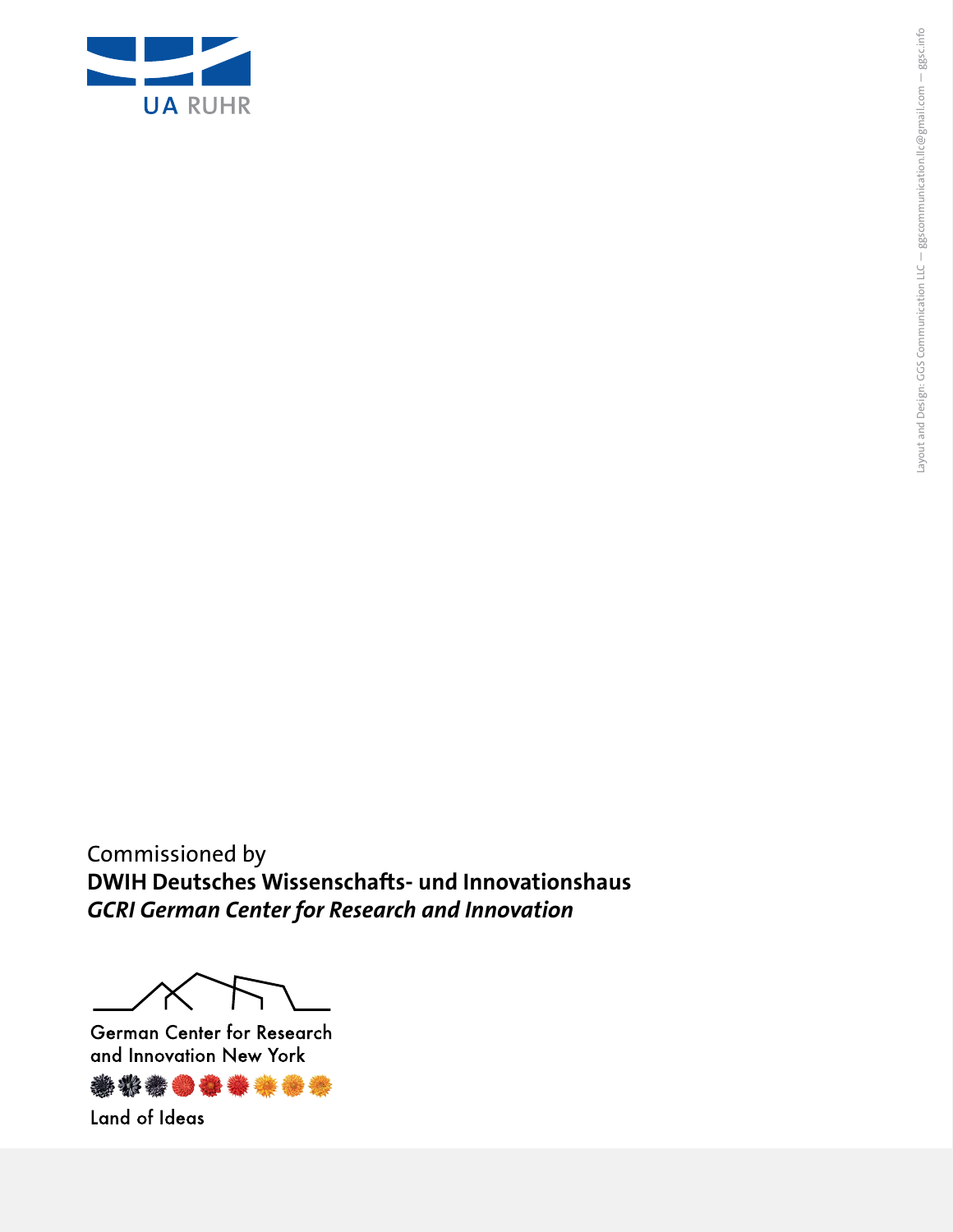UA RUHR

Commissioned by
**DWIH Deutsches Wissenschafts- und Innovationshaus**
***GCRI German Center for Research and Innovation***

German Center for Research
and Innovation New York

Land of Ideas

Layout and Design: GGS Communication LLC — ggscommunication.llc@gmail.com — ggsc.info